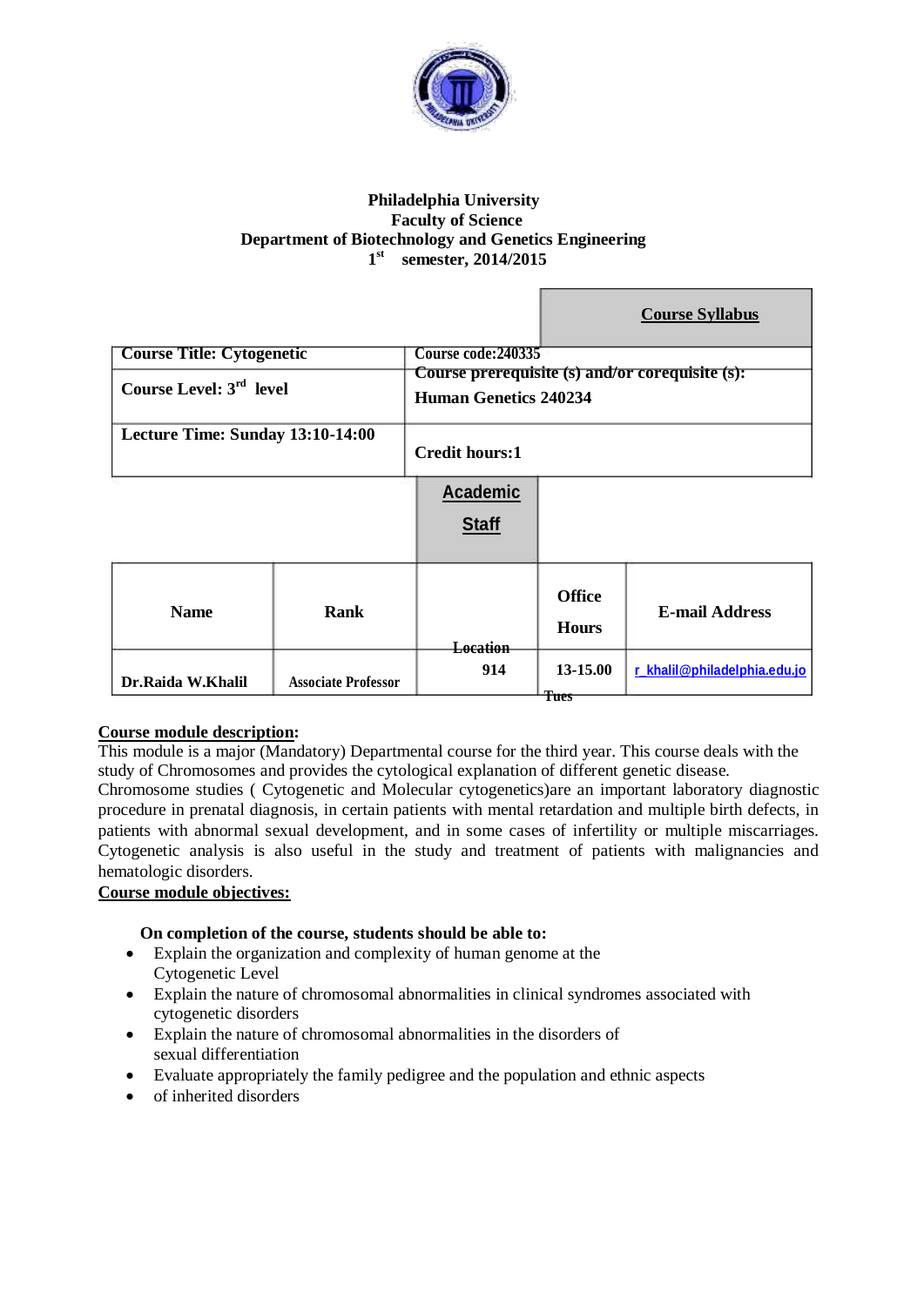**Philadelphia University**
**Faculty of Science**
**Department of Biotechnology and Genetics Engineering**
**1st semester, 2014/2015**

## Course Syllabus

| | |
|---|---|
| **Course Title: Cytogenetic** | **Course code:240335** |
| **Course Level: 3rd level** | **Course prerequisite (s) and/or corequisite (s): Human Genetics 240234** |
| **Lecture Time: Sunday 13:10-14:00** | **Credit hours:1** |

## Academic Staff

| Name | Rank | Location | Office Hours | E-mail Address |
|---|---|---|---|---|
| Dr.Raida W.Khalil | Associate Professor | 914 | 13-15.00 Tues | r_khalil@philadelphia.edu.jo |

**Course module description:**

This module is a major (Mandatory) Departmental course for the third year. This course deals with the study of Chromosomes and provides the cytological explanation of different genetic disease. Chromosome studies ( Cytogenetic and Molecular cytogenetics)are an important laboratory diagnostic procedure in prenatal diagnosis, in certain patients with mental retardation and multiple birth defects, in patients with abnormal sexual development, and in some cases of infertility or multiple miscarriages. Cytogenetic analysis is also useful in the study and treatment of patients with malignancies and hematologic disorders.

**Course module objectives:**

**On completion of the course, students should be able to:**

- Explain the organization and complexity of human genome at the Cytogenetic Level
- Explain the nature of chromosomal abnormalities in clinical syndromes associated with cytogenetic disorders
- Explain the nature of chromosomal abnormalities in the disorders of sexual differentiation
- Evaluate appropriately the family pedigree and the population and ethnic aspects
- of inherited disorders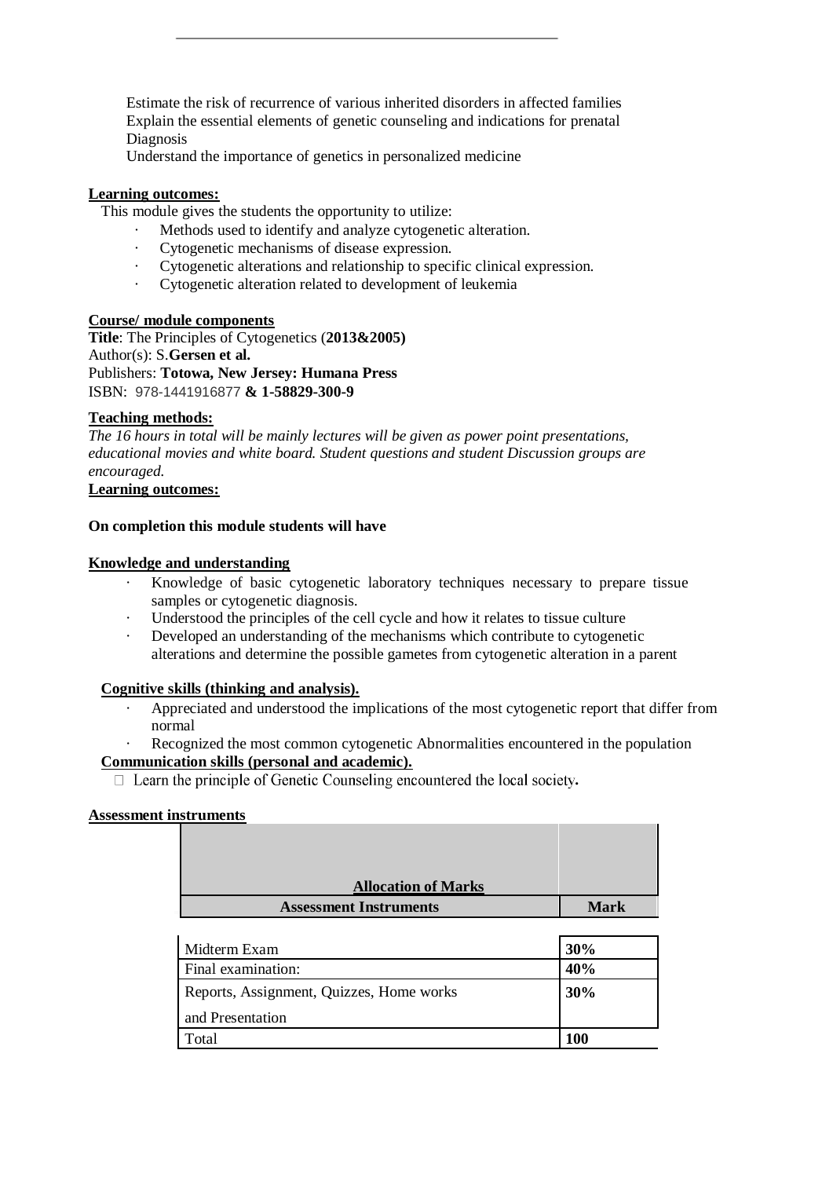Estimate the risk of recurrence of various inherited disorders in affected families
Explain the essential elements of genetic counseling and indications for prenatal Diagnosis
Understand the importance of genetics in personalized medicine

**Learning outcomes:**

This module gives the students the opportunity to utilize:

- Methods used to identify and analyze cytogenetic alteration.
- Cytogenetic mechanisms of disease expression.
- Cytogenetic alterations and relationship to specific clinical expression.
- Cytogenetic alteration related to development of leukemia

**Course/ module components**

**Title**: The Principles of Cytogenetics (**2013&2005)**
Author(s): S.**Gersen et al.**
Publishers: **Totowa, New Jersey: Humana Press**
ISBN: 978-1441916877 **& 1-58829-300-9**

**Teaching methods:**

*The 16 hours in total will be mainly lectures will be given as power point presentations, educational movies and white board. Student questions and student Discussion groups are encouraged.*

**Learning outcomes:**

**On completion this module students will have**

**Knowledge and understanding**

- Knowledge of basic cytogenetic laboratory techniques necessary to prepare tissue samples or cytogenetic diagnosis.
- Understood the principles of the cell cycle and how it relates to tissue culture
- Developed an understanding of the mechanisms which contribute to cytogenetic alterations and determine the possible gametes from cytogenetic alteration in a parent

**Cognitive skills (thinking and analysis).**

- Appreciated and understood the implications of the most cytogenetic report that differ from normal
- Recognized the most common cytogenetic Abnormalities encountered in the population

**Communication skills (personal and academic).**

- Learn the principle of Genetic Counseling encountered the local society**.**

**Assessment instruments**

| **Allocation of Marks** | |
|---|---|
| **Assessment Instruments** | **Mark** |
| Midterm Exam | **30%** |
| Final examination: | **40%** |
| Reports, Assignment, Quizzes, Home works and Presentation | **30%** |
| Total | **100** |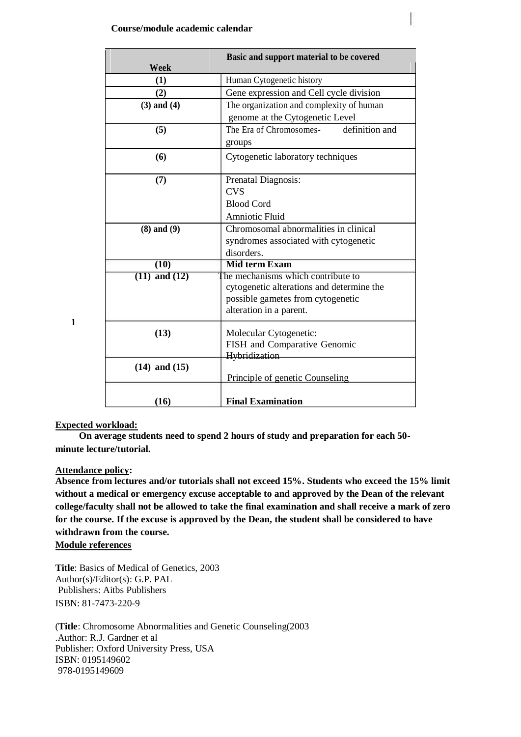**Course/module academic calendar**

| Week | Basic and support material to be covered |
|---|---|
| **(1)** | Human Cytogenetic history |
| **(2)** | Gene expression and Cell cycle division |
| **(3) and (4)** | The organization and complexity of human genome at the Cytogenetic Level |
| **(5)** | The Era of Chromosomes- definition and groups |
| **(6)** | Cytogenetic laboratory techniques |
| **(7)** | Prenatal Diagnosis:<br>CVS<br>Blood Cord<br>Amniotic Fluid |
| **(8) and (9)** | Chromosomal abnormalities in clinical syndromes associated with cytogenetic disorders. |
| **(10)** | **Mid term Exam** |
| **(11) and (12)** | The mechanisms which contribute to cytogenetic alterations and determine the possible gametes from cytogenetic alteration in a parent. |
| **(13)** | Molecular Cytogenetic:<br>FISH and Comparative Genomic Hybridization |
| **(14) and (15)** | Principle of genetic Counseling |
| **(16)** | **Final Examination** |

**Expected workload:**

**On average students need to spend 2 hours of study and preparation for each 50-minute lecture/tutorial.**

**Attendance policy:**

**Absence from lectures and/or tutorials shall not exceed 15%. Students who exceed the 15% limit without a medical or emergency excuse acceptable to and approved by the Dean of the relevant college/faculty shall not be allowed to take the final examination and shall receive a mark of zero for the course. If the excuse is approved by the Dean, the student shall be considered to have withdrawn from the course.**

**Module references**

**Title**: Basics of Medical of Genetics, 2003
Author(s)/Editor(s): G.P. PAL
Publishers: Aitbs Publishers
ISBN: 81-7473-220-9

(**Title**: Chromosome Abnormalities and Genetic Counseling(2003
.Author: R.J. Gardner et al
Publisher: Oxford University Press, USA
ISBN: 0195149602
978-0195149609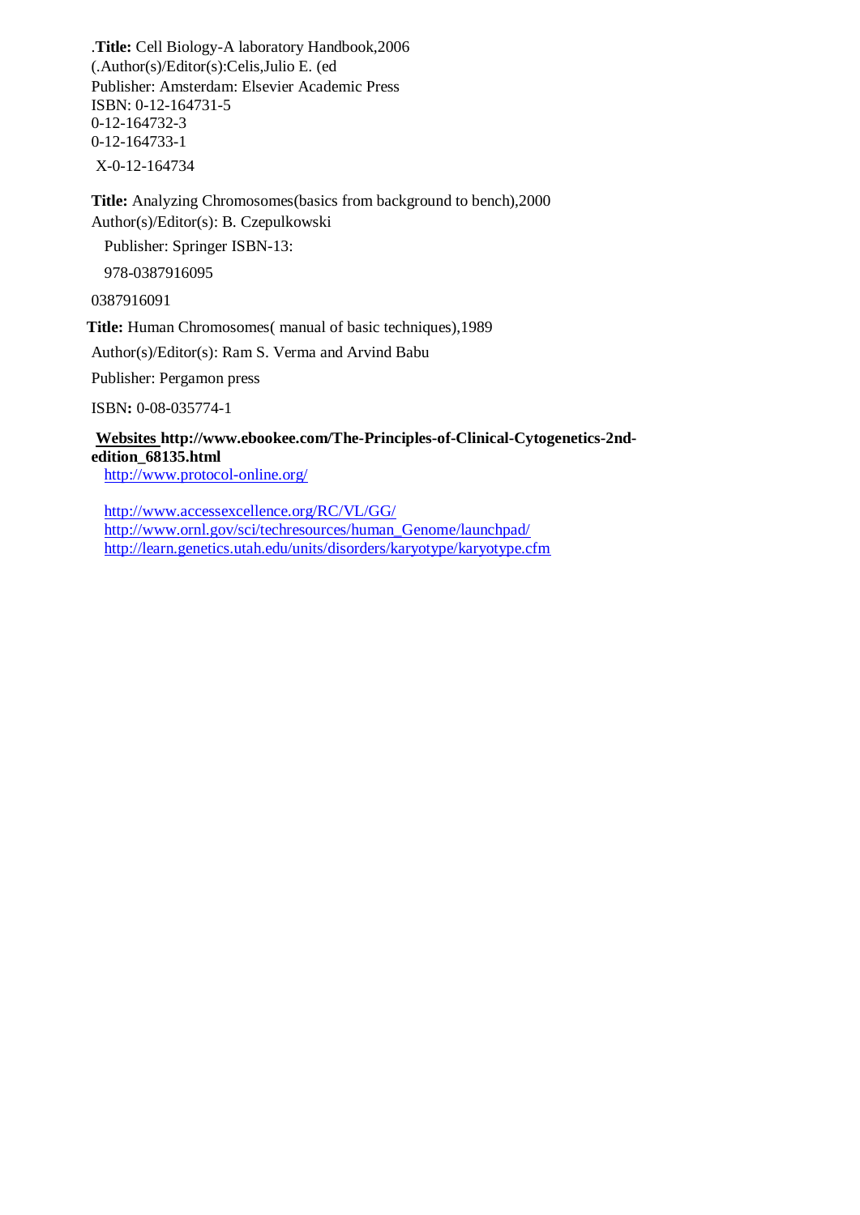.**Title:** Cell Biology-A laboratory Handbook,2006
(.Author(s)/Editor(s):Celis,Julio E. (ed
Publisher: Amsterdam: Elsevier Academic Press
ISBN: 0-12-164731-5
0-12-164732-3
0-12-164733-1
X-0-12-164734

**Title:** Analyzing Chromosomes(basics from background to bench),2000
Author(s)/Editor(s): B. Czepulkowski
Publisher: Springer ISBN-13:
978-0387916095
0387916091

**Title:** Human Chromosomes( manual of basic techniques),1989
Author(s)/Editor(s): Ram S. Verma and Arvind Babu
Publisher: Pergamon press
ISBN**:** 0-08-035774-1

**Websites http://www.ebookee.com/The-Principles-of-Clinical-Cytogenetics-2nd-edition_68135.html**
http://www.protocol-online.org/

http://www.accessexcellence.org/RC/VL/GG/
http://www.ornl.gov/sci/techresources/human_Genome/launchpad/
http://learn.genetics.utah.edu/units/disorders/karyotype/karyotype.cfm